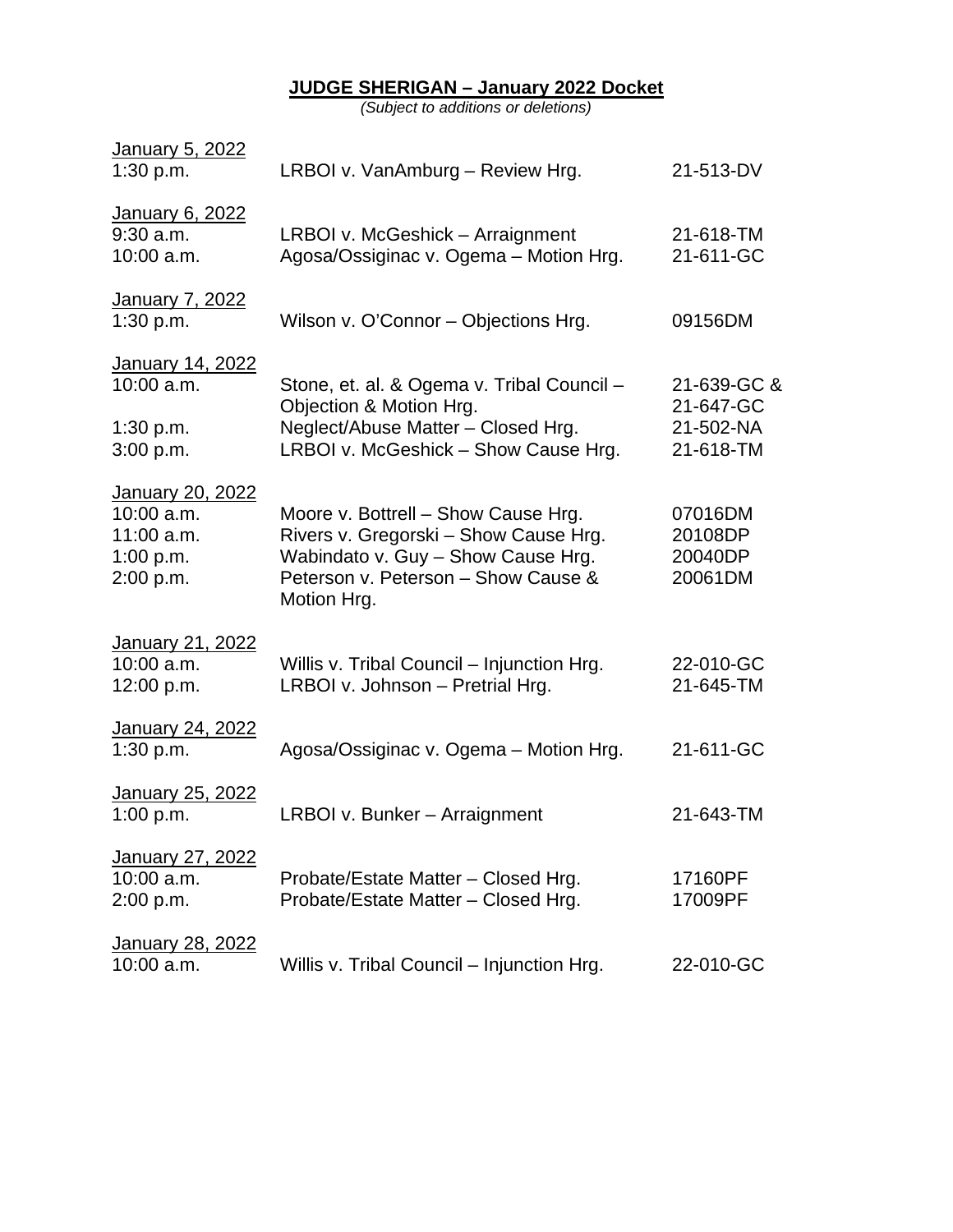# **JUDGE SHERIGAN – January 2022 Docket**

*(Subject to additions or deletions)*

<u>January 5, 2022</u>

| | | |
|---|---|---|
| 1:30 p.m. | LRBOI v. VanAmburg – Review Hrg. | 21-513-DV |

<u>January 6, 2022</u>

| | | |
|---|---|---|
| 9:30 a.m. | LRBOI v. McGeshick – Arraignment | 21-618-TM |
| 10:00 a.m. | Agosa/Ossiginac v. Ogema – Motion Hrg. | 21-611-GC |

<u>January 7, 2022</u>

| | | |
|---|---|---|
| 1:30 p.m. | Wilson v. O'Connor – Objections Hrg. | 09156DM |

<u>January 14, 2022</u>

| | | |
|---|---|---|
| 10:00 a.m. | Stone, et. al. & Ogema v. Tribal Council – Objection & Motion Hrg. | 21-639-GC & 21-647-GC |
| 1:30 p.m. | Neglect/Abuse Matter – Closed Hrg. | 21-502-NA |
| 3:00 p.m. | LRBOI v. McGeshick – Show Cause Hrg. | 21-618-TM |

<u>January 20, 2022</u>

| | | |
|---|---|---|
| 10:00 a.m. | Moore v. Bottrell – Show Cause Hrg. | 07016DM |
| 11:00 a.m. | Rivers v. Gregorski – Show Cause Hrg. | 20108DP |
| 1:00 p.m. | Wabindato v. Guy – Show Cause Hrg. | 20040DP |
| 2:00 p.m. | Peterson v. Peterson – Show Cause & Motion Hrg. | 20061DM |

<u>January 21, 2022</u>

| | | |
|---|---|---|
| 10:00 a.m. | Willis v. Tribal Council – Injunction Hrg. | 22-010-GC |
| 12:00 p.m. | LRBOI v. Johnson – Pretrial Hrg. | 21-645-TM |

<u>January 24, 2022</u>

| | | |
|---|---|---|
| 1:30 p.m. | Agosa/Ossiginac v. Ogema – Motion Hrg. | 21-611-GC |

<u>January 25, 2022</u>

| | | |
|---|---|---|
| 1:00 p.m. | LRBOI v. Bunker – Arraignment | 21-643-TM |

<u>January 27, 2022</u>

| | | |
|---|---|---|
| 10:00 a.m. | Probate/Estate Matter – Closed Hrg. | 17160PF |
| 2:00 p.m. | Probate/Estate Matter – Closed Hrg. | 17009PF |

<u>January 28, 2022</u>

| | | |
|---|---|---|
| 10:00 a.m. | Willis v. Tribal Council – Injunction Hrg. | 22-010-GC |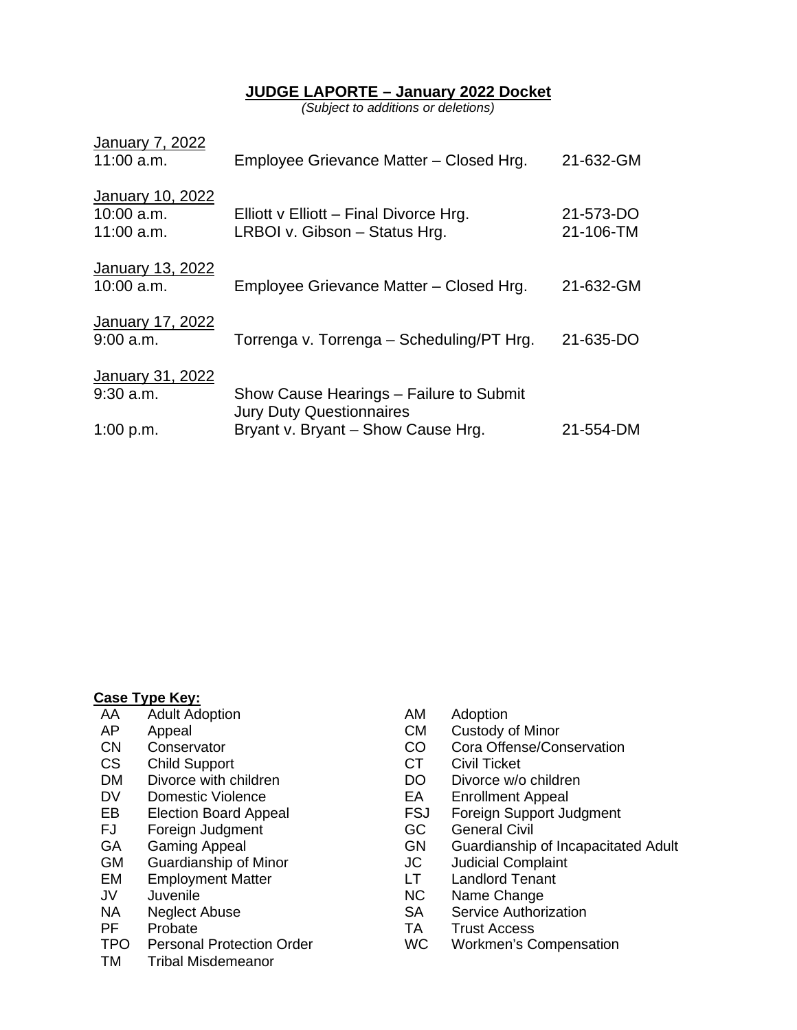**JUDGE LAPORTE – January 2022 Docket**

*(Subject to additions or deletions)*

| Date/Time | Matter | Case No. |
|---|---|---|
| <u>January 7, 2022</u> | | |
| 11:00 a.m. | Employee Grievance Matter – Closed Hrg. | 21-632-GM |
| <u>January 10, 2022</u> | | |
| 10:00 a.m. | Elliott v Elliott – Final Divorce Hrg. | 21-573-DO |
| 11:00 a.m. | LRBOI v. Gibson – Status Hrg. | 21-106-TM |
| <u>January 13, 2022</u> | | |
| 10:00 a.m. | Employee Grievance Matter – Closed Hrg. | 21-632-GM |
| <u>January 17, 2022</u> | | |
| 9:00 a.m. | Torrenga v. Torrenga – Scheduling/PT Hrg. | 21-635-DO |
| <u>January 31, 2022</u> | | |
| 9:30 a.m. | Show Cause Hearings – Failure to Submit Jury Duty Questionnaires | |
| 1:00 p.m. | Bryant v. Bryant – Show Cause Hrg. | 21-554-DM |

**Case Type Key:**

| Code | Case Type | Code | Case Type |
|---|---|---|---|
| AA | Adult Adoption | AM | Adoption |
| AP | Appeal | CM | Custody of Minor |
| CN | Conservator | CO | Cora Offense/Conservation |
| CS | Child Support | CT | Civil Ticket |
| DM | Divorce with children | DO | Divorce w/o children |
| DV | Domestic Violence | EA | Enrollment Appeal |
| EB | Election Board Appeal | FSJ | Foreign Support Judgment |
| FJ | Foreign Judgment | GC | General Civil |
| GA | Gaming Appeal | GN | Guardianship of Incapacitated Adult |
| GM | Guardianship of Minor | JC | Judicial Complaint |
| EM | Employment Matter | LT | Landlord Tenant |
| JV | Juvenile | NC | Name Change |
| NA | Neglect Abuse | SA | Service Authorization |
| PF | Probate | TA | Trust Access |
| TPO | Personal Protection Order | WC | Workmen's Compensation |
| TM | Tribal Misdemeanor | | |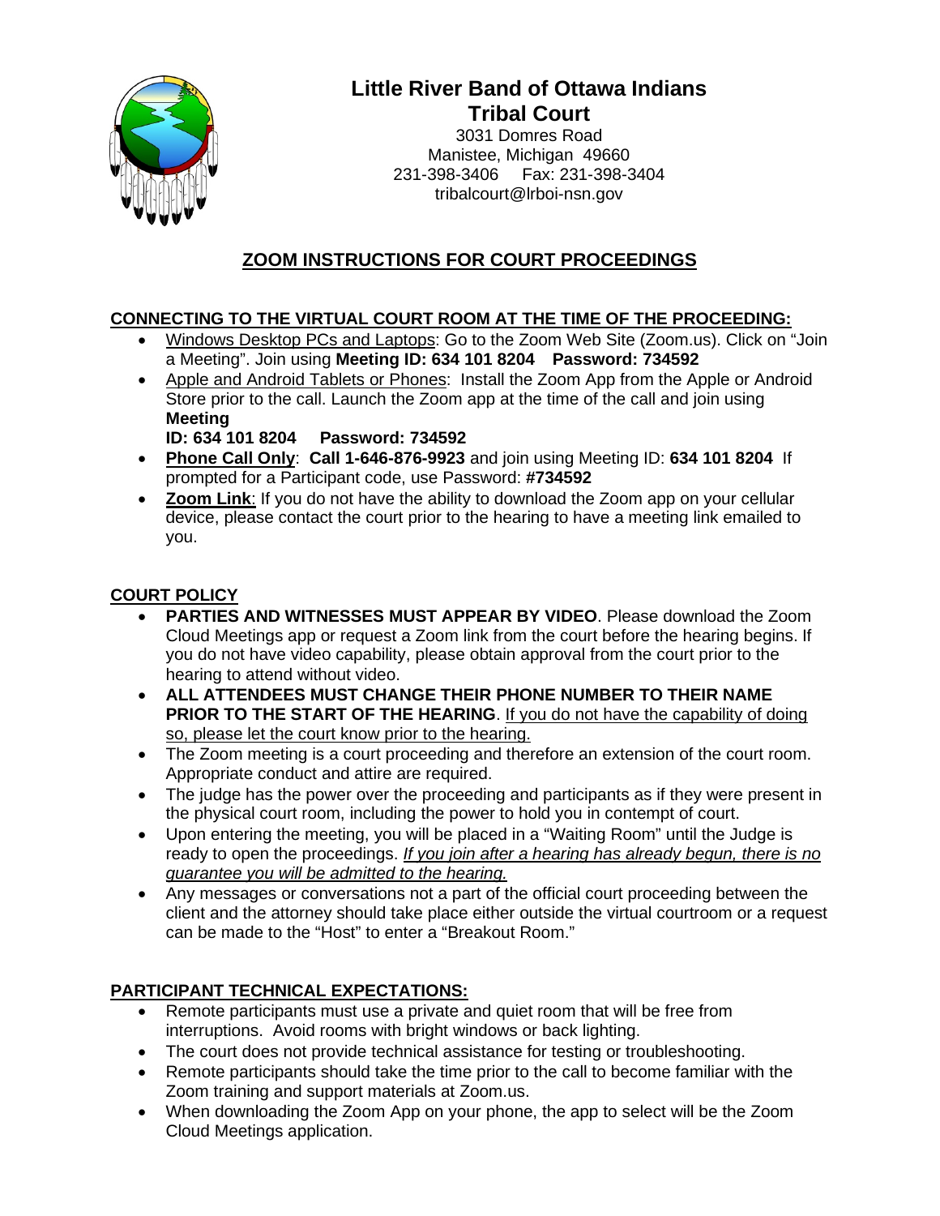# Little River Band of Ottawa Indians
# Tribal Court

3031 Domres Road
Manistee, Michigan 49660
231-398-3406 Fax: 231-398-3404
tribalcourt@lrboi-nsn.gov

## ZOOM INSTRUCTIONS FOR COURT PROCEEDINGS

### CONNECTING TO THE VIRTUAL COURT ROOM AT THE TIME OF THE PROCEEDING:

- Windows Desktop PCs and Laptops: Go to the Zoom Web Site (Zoom.us). Click on "Join a Meeting". Join using **Meeting ID: 634 101 8204 Password: 734592**
- Apple and Android Tablets or Phones: Install the Zoom App from the Apple or Android Store prior to the call. Launch the Zoom app at the time of the call and join using **Meeting ID: 634 101 8204 Password: 734592**
- **Phone Call Only**: **Call 1-646-876-9923** and join using Meeting ID: **634 101 8204** If prompted for a Participant code, use Password: **#734592**
- **Zoom Link**: If you do not have the ability to download the Zoom app on your cellular device, please contact the court prior to the hearing to have a meeting link emailed to you.

### COURT POLICY

- **PARTIES AND WITNESSES MUST APPEAR BY VIDEO**. Please download the Zoom Cloud Meetings app or request a Zoom link from the court before the hearing begins. If you do not have video capability, please obtain approval from the court prior to the hearing to attend without video.
- **ALL ATTENDEES MUST CHANGE THEIR PHONE NUMBER TO THEIR NAME PRIOR TO THE START OF THE HEARING**. If you do not have the capability of doing so, please let the court know prior to the hearing.
- The Zoom meeting is a court proceeding and therefore an extension of the court room. Appropriate conduct and attire are required.
- The judge has the power over the proceeding and participants as if they were present in the physical court room, including the power to hold you in contempt of court.
- Upon entering the meeting, you will be placed in a "Waiting Room" until the Judge is ready to open the proceedings. *If you join after a hearing has already begun, there is no guarantee you will be admitted to the hearing.*
- Any messages or conversations not a part of the official court proceeding between the client and the attorney should take place either outside the virtual courtroom or a request can be made to the "Host" to enter a "Breakout Room."

### PARTICIPANT TECHNICAL EXPECTATIONS:

- Remote participants must use a private and quiet room that will be free from interruptions. Avoid rooms with bright windows or back lighting.
- The court does not provide technical assistance for testing or troubleshooting.
- Remote participants should take the time prior to the call to become familiar with the Zoom training and support materials at Zoom.us.
- When downloading the Zoom App on your phone, the app to select will be the Zoom Cloud Meetings application.